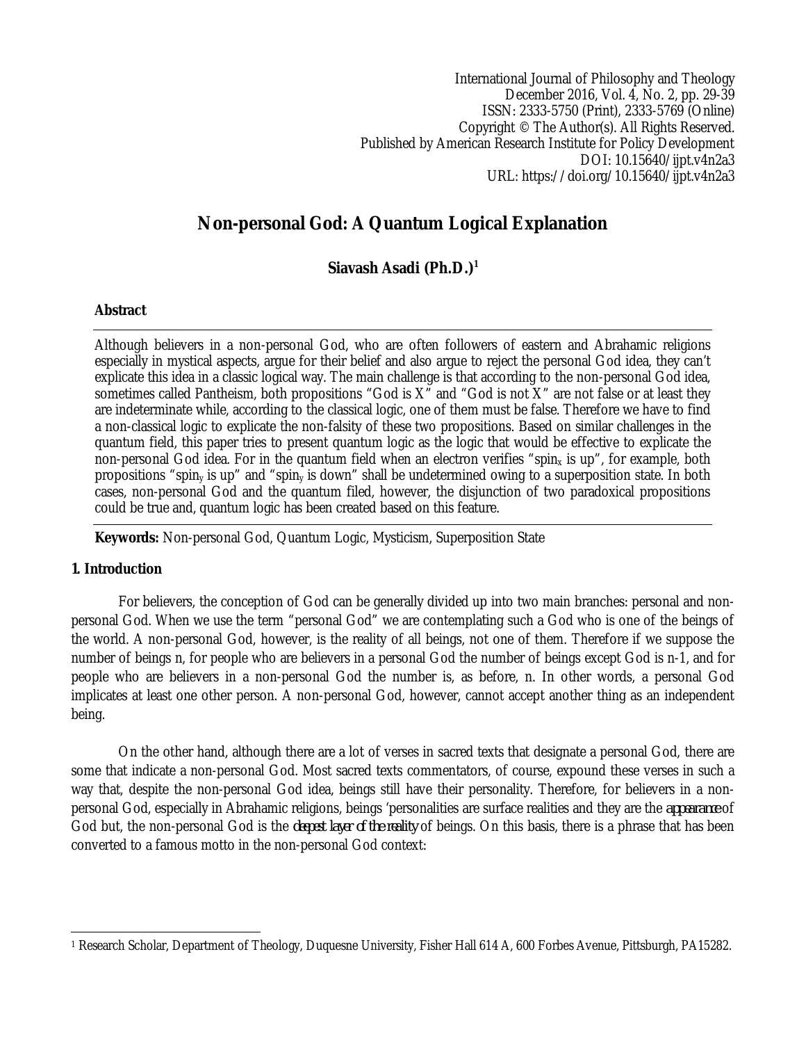International Journal of Philosophy and Theology
December 2016, Vol. 4, No. 2, pp. 29-39
ISSN: 2333-5750 (Print), 2333-5769 (Online)
Copyright © The Author(s). All Rights Reserved.
Published by American Research Institute for Policy Development
DOI: 10.15640/ijpt.v4n2a3
URL: https://doi.org/10.15640/ijpt.v4n2a3

# Non-personal God: A Quantum Logical Explanation

**Siavash Asadi (Ph.D.)[1]**

## Abstract

Although believers in a non-personal God, who are often followers of eastern and Abrahamic religions especially in mystical aspects, argue for their belief and also argue to reject the personal God idea, they can't explicate this idea in a classic logical way. The main challenge is that according to the non-personal God idea, sometimes called Pantheism, both propositions "God is X" and "God is not X" are not false or at least they are indeterminate while, according to the classical logic, one of them must be false. Therefore we have to find a non-classical logic to explicate the non-falsity of these two propositions. Based on similar challenges in the quantum field, this paper tries to present quantum logic as the logic that would be effective to explicate the non-personal God idea. For in the quantum field when an electron verifies "$spin_x$ is up", for example, both propositions "$spin_y$ is up" and "$spin_y$ is down" shall be undetermined owing to a superposition state. In both cases, non-personal God and the quantum filed, however, the disjunction of two paradoxical propositions could be true and, quantum logic has been created based on this feature.

**Keywords:** Non-personal God, Quantum Logic, Mysticism, Superposition State

## 1. Introduction

For believers, the conception of God can be generally divided up into two main branches: personal and non-personal God. When we use the term "personal God" we are contemplating such a God who is one of the beings of the world. A non-personal God, however, is the reality of all beings, not one of them. Therefore if we suppose the number of beings n, for people who are believers in a personal God the number of beings except God is n-1, and for people who are believers in a non-personal God the number is, as before, n. In other words, a personal God implicates at least one other person. A non-personal God, however, cannot accept another thing as an independent being.

On the other hand, although there are a lot of verses in sacred texts that designate a personal God, there are some that indicate a non-personal God. Most sacred texts commentators, of course, expound these verses in such a way that, despite the non-personal God idea, beings still have their personality. Therefore, for believers in a non-personal God, especially in Abrahamic religions, beings 'personalities are surface realities and they are the *appearance* of God but, the non-personal God is the *deepest layer of the reality* of beings. On this basis, there is a phrase that has been converted to a famous motto in the non-personal God context:

---

[1] Research Scholar, Department of Theology, Duquesne University, Fisher Hall 614 A, 600 Forbes Avenue, Pittsburgh, PA15282.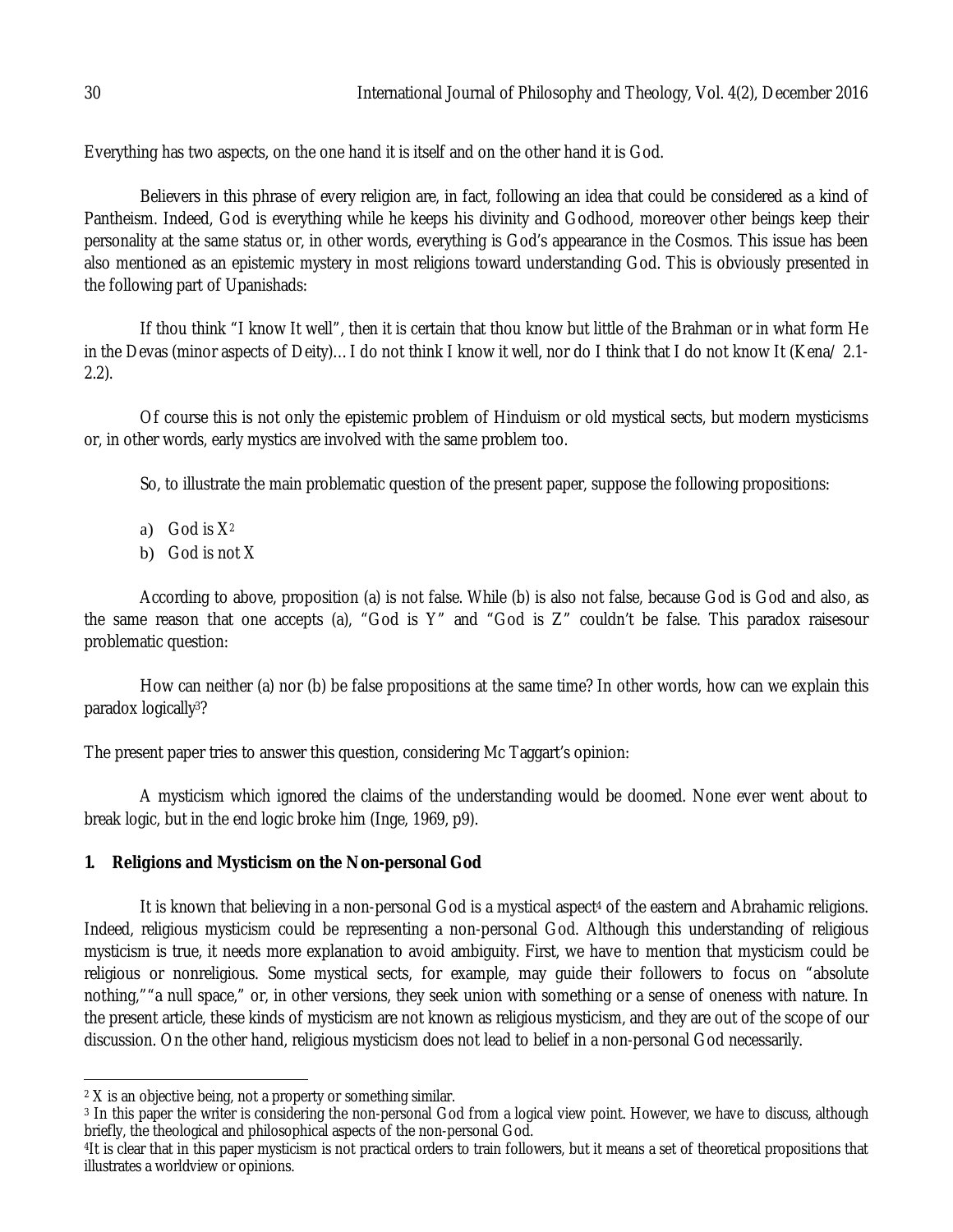Everything has two aspects, on the one hand it is itself and on the other hand it is God.

Believers in this phrase of every religion are, in fact, following an idea that could be considered as a kind of Pantheism. Indeed, God is everything while he keeps his divinity and Godhood, moreover other beings keep their personality at the same status or, in other words, everything is God's appearance in the Cosmos. This issue has been also mentioned as an epistemic mystery in most religions toward understanding God. This is obviously presented in the following part of Upanishads:

If thou think "I know It well", then it is certain that thou know but little of the Brahman or in what form He in the Devas (minor aspects of Deity)… I do not think I know it well, nor do I think that I do not know It (Kena/ 2.1-2.2).

Of course this is not only the epistemic problem of Hinduism or old mystical sects, but modern mysticisms or, in other words, early mystics are involved with the same problem too.

So, to illustrate the main problematic question of the present paper, suppose the following propositions:

a) God is X[2]
b) God is not X

According to above, proposition (a) is not false. While (b) is also not false, because God is God and also, as the same reason that one accepts (a), "God is Y" and "God is Z" couldn't be false. This paradox raisesour problematic question:

How can neither (a) nor (b) be false propositions at the same time? In other words, how can we explain this paradox logically[3]?

The present paper tries to answer this question, considering Mc Taggart's opinion:

A mysticism which ignored the claims of the understanding would be doomed. None ever went about to break logic, but in the end logic broke him (Inge, 1969, p9).

## 1. Religions and Mysticism on the Non-personal God

It is known that believing in a non-personal God is a mystical aspect[4] of the eastern and Abrahamic religions. Indeed, religious mysticism could be representing a non-personal God. Although this understanding of religious mysticism is true, it needs more explanation to avoid ambiguity. First, we have to mention that mysticism could be religious or nonreligious. Some mystical sects, for example, may guide their followers to focus on "absolute nothing,""a null space," or, in other versions, they seek union with something or a sense of oneness with nature. In the present article, these kinds of mysticism are not known as religious mysticism, and they are out of the scope of our discussion. On the other hand, religious mysticism does not lead to belief in a non-personal God necessarily.

---

[2] X is an objective being, not a property or something similar.

[3] In this paper the writer is considering the non-personal God from a logical view point. However, we have to discuss, although briefly, the theological and philosophical aspects of the non-personal God.

[4] It is clear that in this paper mysticism is not practical orders to train followers, but it means a set of theoretical propositions that illustrates a worldview or opinions.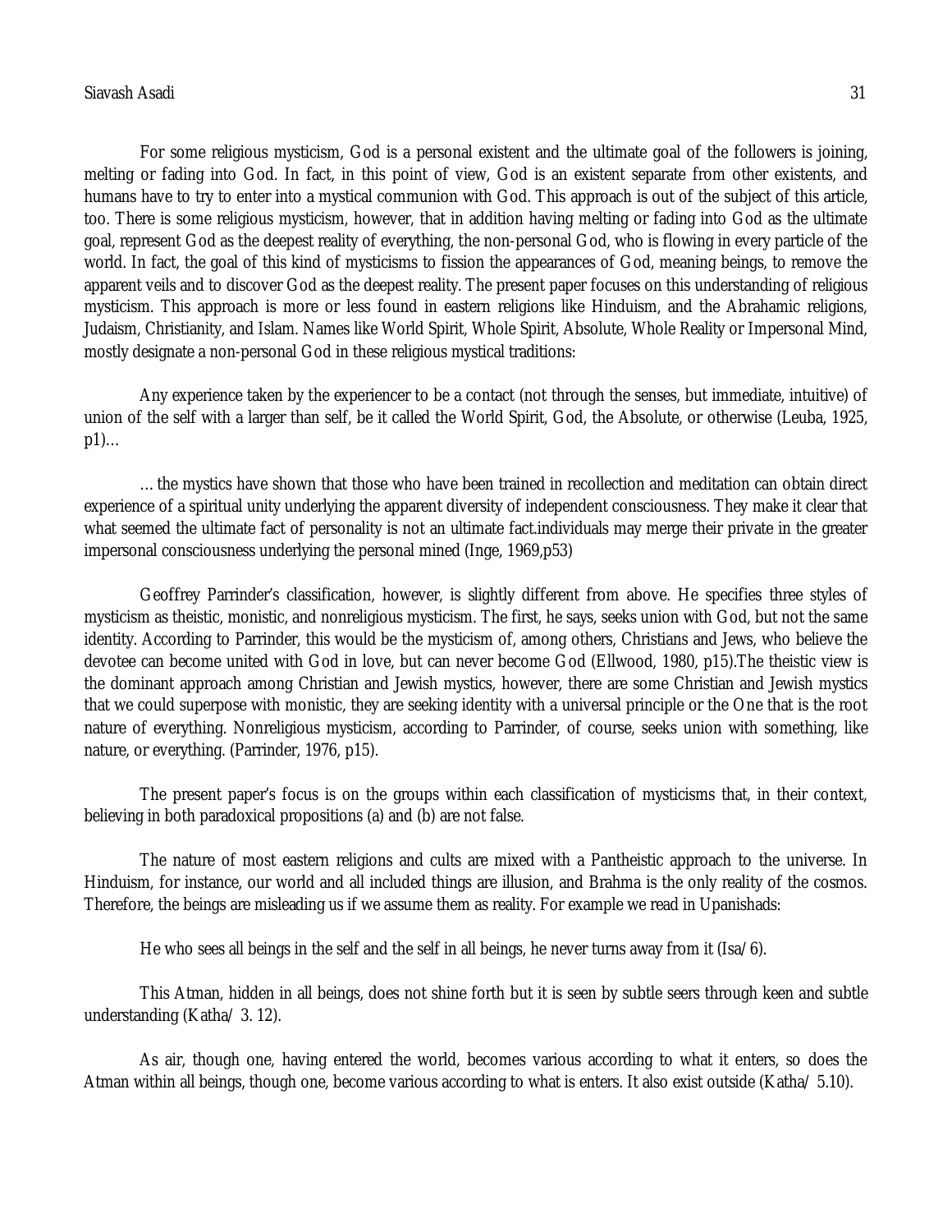For some religious mysticism, God is a personal existent and the ultimate goal of the followers is joining, melting or fading into God. In fact, in this point of view, God is an existent separate from other existents, and humans have to try to enter into a mystical communion with God. This approach is out of the subject of this article, too. There is some religious mysticism, however, that in addition having melting or fading into God as the ultimate goal, represent God as the deepest reality of everything, the non-personal God, who is flowing in every particle of the world. In fact, the goal of this kind of mysticisms to fission the appearances of God, meaning beings, to remove the apparent veils and to discover God as the deepest reality. The present paper focuses on this understanding of religious mysticism. This approach is more or less found in eastern religions like Hinduism, and the Abrahamic religions, Judaism, Christianity, and Islam. Names like World Spirit, Whole Spirit, Absolute, Whole Reality or Impersonal Mind, mostly designate a non-personal God in these religious mystical traditions:

Any experience taken by the experiencer to be a contact (not through the senses, but immediate, intuitive) of union of the self with a larger than self, be it called the World Spirit, God, the Absolute, or otherwise (Leuba, 1925, p1)…

… the mystics have shown that those who have been trained in recollection and meditation can obtain direct experience of a spiritual unity underlying the apparent diversity of independent consciousness. They make it clear that what seemed the ultimate fact of personality is not an ultimate fact.individuals may merge their private in the greater impersonal consciousness underlying the personal mined (Inge, 1969,p53)

Geoffrey Parrinder's classification, however, is slightly different from above. He specifies three styles of mysticism as theistic, monistic, and nonreligious mysticism. The first, he says, seeks union with God, but not the same identity. According to Parrinder, this would be the mysticism of, among others, Christians and Jews, who believe the devotee can become united with God in love, but can never become God (Ellwood, 1980, p15).The theistic view is the dominant approach among Christian and Jewish mystics, however, there are some Christian and Jewish mystics that we could superpose with monistic, they are seeking identity with a universal principle or the One that is the root nature of everything. Nonreligious mysticism, according to Parrinder, of course, seeks union with something, like nature, or everything. (Parrinder, 1976, p15).

The present paper's focus is on the groups within each classification of mysticisms that, in their context, believing in both paradoxical propositions (a) and (b) are not false.

The nature of most eastern religions and cults are mixed with a Pantheistic approach to the universe. In Hinduism, for instance, our world and all included things are illusion, and Brahma is the only reality of the cosmos. Therefore, the beings are misleading us if we assume them as reality. For example we read in Upanishads:

He who sees all beings in the self and the self in all beings, he never turns away from it (Isa/6).

This Atman, hidden in all beings, does not shine forth but it is seen by subtle seers through keen and subtle understanding (Katha/ 3. 12).

As air, though one, having entered the world, becomes various according to what it enters, so does the Atman within all beings, though one, become various according to what is enters. It also exist outside (Katha/ 5.10).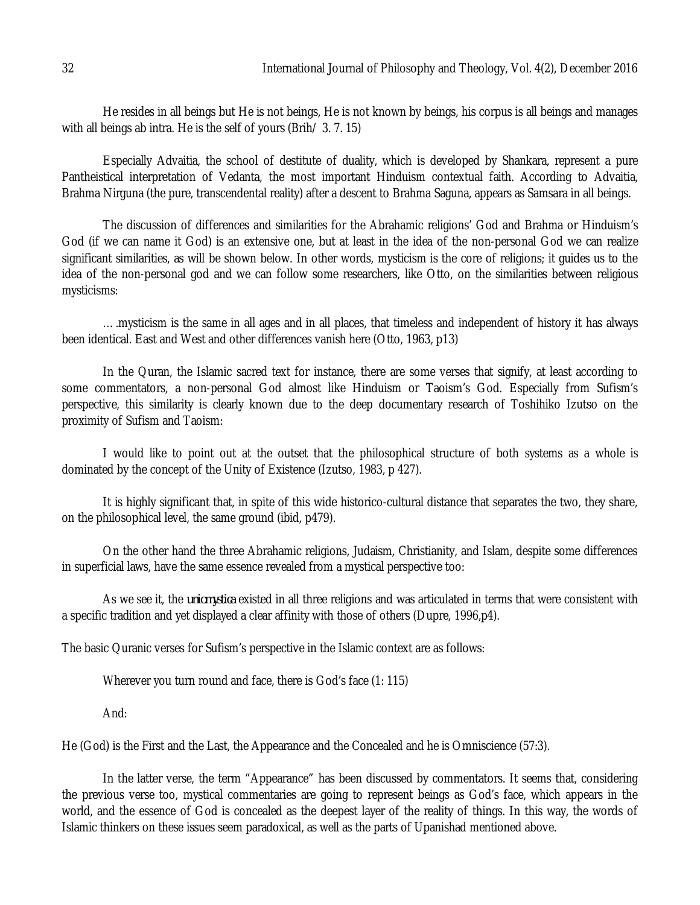He resides in all beings but He is not beings, He is not known by beings, his corpus is all beings and manages with all beings ab intra. He is the self of yours (Brih/ 3. 7. 15)

Especially Advaitia, the school of destitute of duality, which is developed by Shankara, represent a pure Pantheistical interpretation of Vedanta, the most important Hinduism contextual faith. According to Advaitia, Brahma Nirguna (the pure, transcendental reality) after a descent to Brahma Saguna, appears as Samsara in all beings.

The discussion of differences and similarities for the Abrahamic religions' God and Brahma or Hinduism's God (if we can name it God) is an extensive one, but at least in the idea of the non-personal God we can realize significant similarities, as will be shown below. In other words, mysticism is the core of religions; it guides us to the idea of the non-personal god and we can follow some researchers, like Otto, on the similarities between religious mysticisms:

….mysticism is the same in all ages and in all places, that timeless and independent of history it has always been identical. East and West and other differences vanish here (Otto, 1963, p13)

In the Quran, the Islamic sacred text for instance, there are some verses that signify, at least according to some commentators, a non-personal God almost like Hinduism or Taoism's God. Especially from Sufism's perspective, this similarity is clearly known due to the deep documentary research of Toshihiko Izutso on the proximity of Sufism and Taoism:

I would like to point out at the outset that the philosophical structure of both systems as a whole is dominated by the concept of the Unity of Existence (Izutso, 1983, p 427).

It is highly significant that, in spite of this wide historico-cultural distance that separates the two, they share, on the philosophical level, the same ground (ibid, p479).

On the other hand the three Abrahamic religions, Judaism, Christianity, and Islam, despite some differences in superficial laws, have the same essence revealed from a mystical perspective too:

As we see it, the ***uniomystica*** existed in all three religions and was articulated in terms that were consistent with a specific tradition and yet displayed a clear affinity with those of others (Dupre, 1996,p4).

The basic Quranic verses for Sufism's perspective in the Islamic context are as follows:

Wherever you turn round and face, there is God's face (1: 115)

And:

He (God) is the First and the Last, the Appearance and the Concealed and he is Omniscience (57:3).

In the latter verse, the term "Appearance" has been discussed by commentators. It seems that, considering the previous verse too, mystical commentaries are going to represent beings as God's face, which appears in the world, and the essence of God is concealed as the deepest layer of the reality of things. In this way, the words of Islamic thinkers on these issues seem paradoxical, as well as the parts of Upanishad mentioned above.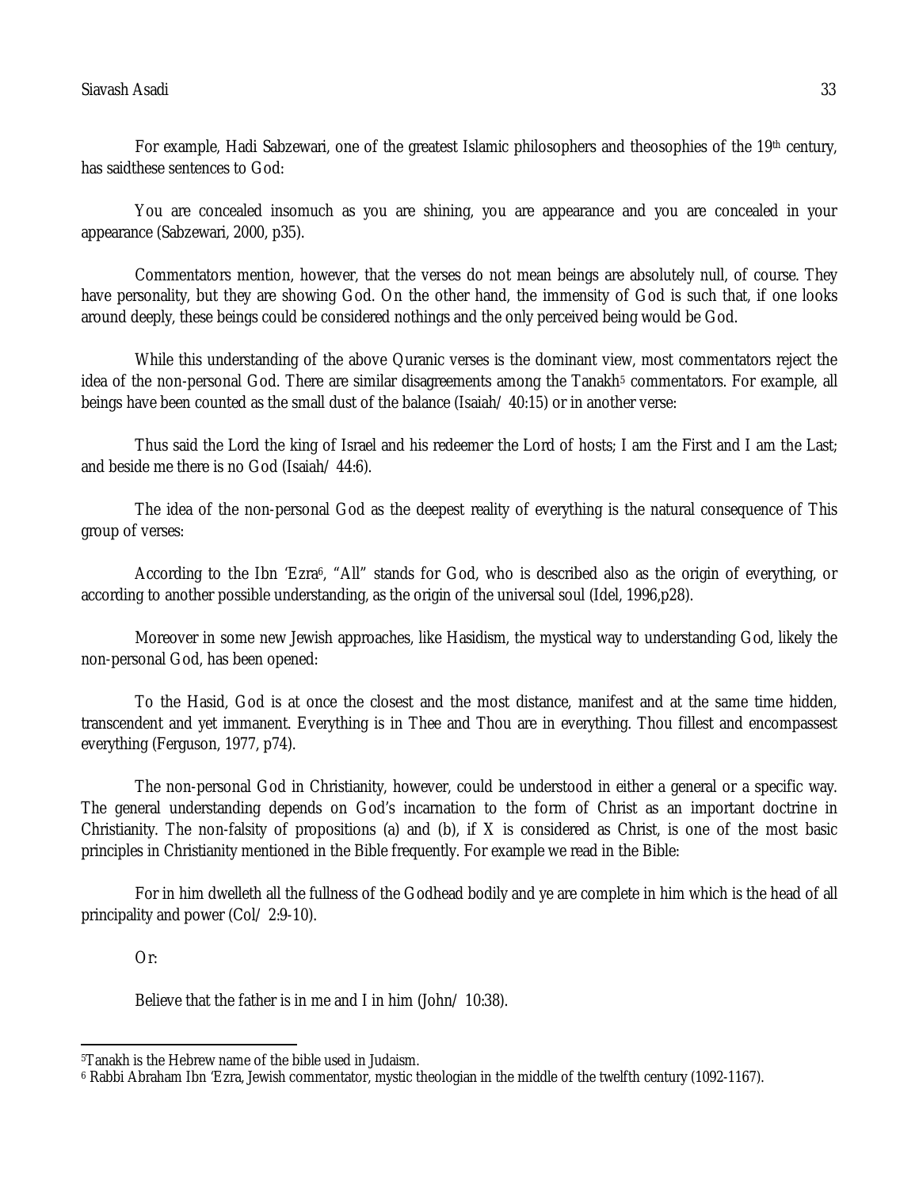For example, Hadi Sabzewari, one of the greatest Islamic philosophers and theosophies of the 19th century, has saidthese sentences to God:

> You are concealed insomuch as you are shining, you are appearance and you are concealed in your appearance (Sabzewari, 2000, p35).

Commentators mention, however, that the verses do not mean beings are absolutely null, of course. They have personality, but they are showing God. On the other hand, the immensity of God is such that, if one looks around deeply, these beings could be considered nothings and the only perceived being would be God.

While this understanding of the above Quranic verses is the dominant view, most commentators reject the idea of the non-personal God. There are similar disagreements among the Tanakh[5] commentators. For example, all beings have been counted as the small dust of the balance (Isaiah/ 40:15) or in another verse:

> Thus said the Lord the king of Israel and his redeemer the Lord of hosts; I am the First and I am the Last; and beside me there is no God (Isaiah/ 44:6).

The idea of the non-personal God as the deepest reality of everything is the natural consequence of This group of verses:

> According to the Ibn 'Ezra[6], "All" stands for God, who is described also as the origin of everything, or according to another possible understanding, as the origin of the universal soul (Idel, 1996,p28).

Moreover in some new Jewish approaches, like Hasidism, the mystical way to understanding God, likely the non-personal God, has been opened:

> To the Hasid, God is at once the closest and the most distance, manifest and at the same time hidden, transcendent and yet immanent. Everything is in Thee and Thou are in everything. Thou fillest and encompassest everything (Ferguson, 1977, p74).

The non-personal God in Christianity, however, could be understood in either a general or a specific way. The general understanding depends on God's incarnation to the form of Christ as an important doctrine in Christianity. The non-falsity of propositions (a) and (b), if X is considered as Christ, is one of the most basic principles in Christianity mentioned in the Bible frequently. For example we read in the Bible:

> For in him dwelleth all the fullness of the Godhead bodily and ye are complete in him which is the head of all principality and power (Col/ 2:9-10).

Or:

> Believe that the father is in me and I in him (John/ 10:38).

---

[5]Tanakh is the Hebrew name of the bible used in Judaism.

[6] Rabbi Abraham Ibn 'Ezra, Jewish commentator, mystic theologian in the middle of the twelfth century (1092-1167).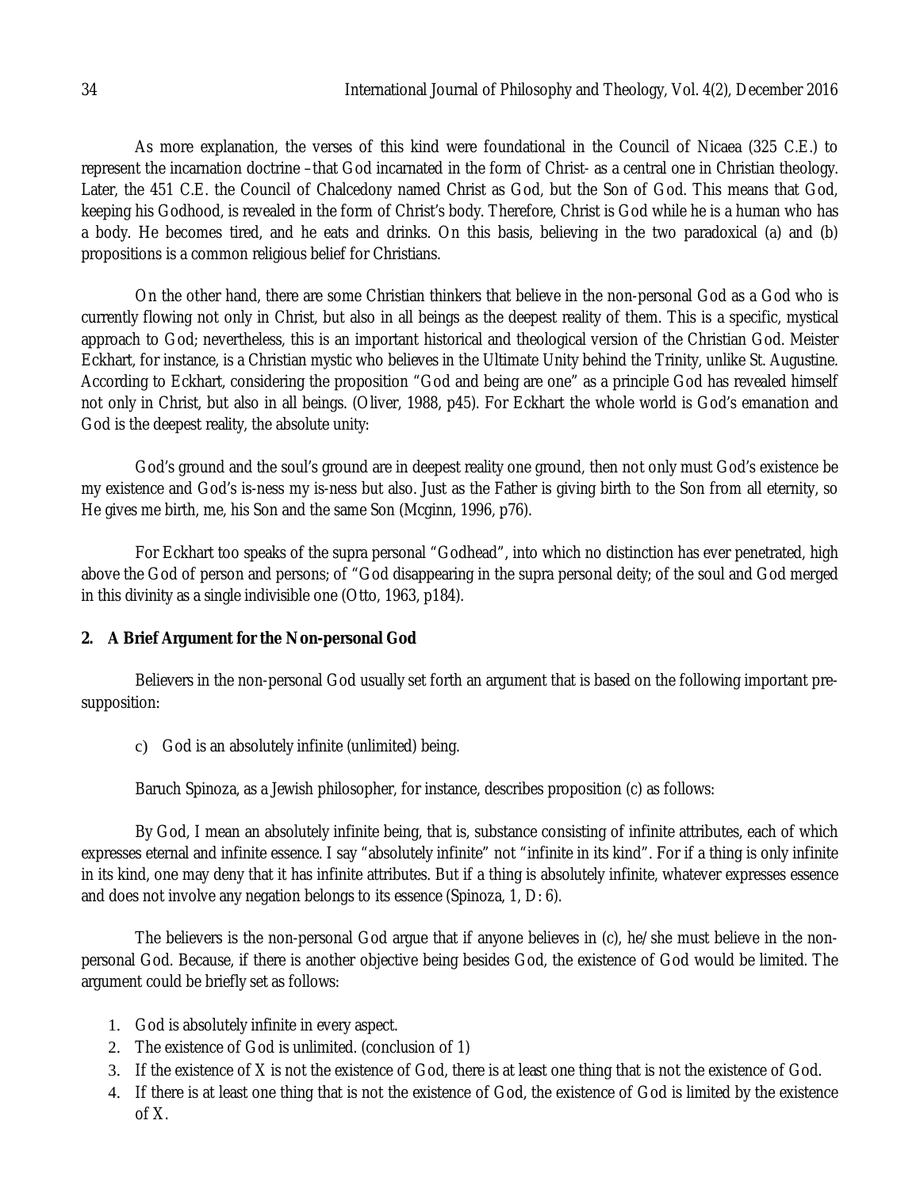As more explanation, the verses of this kind were foundational in the Council of Nicaea (325 C.E.) to represent the incarnation doctrine –that God incarnated in the form of Christ- as a central one in Christian theology. Later, the 451 C.E. the Council of Chalcedony named Christ as God, but the Son of God. This means that God, keeping his Godhood, is revealed in the form of Christ's body. Therefore, Christ is God while he is a human who has a body. He becomes tired, and he eats and drinks. On this basis, believing in the two paradoxical (a) and (b) propositions is a common religious belief for Christians.

On the other hand, there are some Christian thinkers that believe in the non-personal God as a God who is currently flowing not only in Christ, but also in all beings as the deepest reality of them. This is a specific, mystical approach to God; nevertheless, this is an important historical and theological version of the Christian God. Meister Eckhart, for instance, is a Christian mystic who believes in the Ultimate Unity behind the Trinity, unlike St. Augustine. According to Eckhart, considering the proposition "God and being are one" as a principle God has revealed himself not only in Christ, but also in all beings. (Oliver, 1988, p45). For Eckhart the whole world is God's emanation and God is the deepest reality, the absolute unity:

God's ground and the soul's ground are in deepest reality one ground, then not only must God's existence be my existence and God's is-ness my is-ness but also. Just as the Father is giving birth to the Son from all eternity, so He gives me birth, me, his Son and the same Son (Mcginn, 1996, p76).

For Eckhart too speaks of the supra personal "Godhead", into which no distinction has ever penetrated, high above the God of person and persons; of "God disappearing in the supra personal deity; of the soul and God merged in this divinity as a single indivisible one (Otto, 1963, p184).

## 2. A Brief Argument for the Non-personal God

Believers in the non-personal God usually set forth an argument that is based on the following important pre-supposition:

c) God is an absolutely infinite (unlimited) being.

Baruch Spinoza, as a Jewish philosopher, for instance, describes proposition (c) as follows:

By God, I mean an absolutely infinite being, that is, substance consisting of infinite attributes, each of which expresses eternal and infinite essence. I say "absolutely infinite" not "infinite in its kind". For if a thing is only infinite in its kind, one may deny that it has infinite attributes. But if a thing is absolutely infinite, whatever expresses essence and does not involve any negation belongs to its essence (Spinoza, 1, D: 6).

The believers is the non-personal God argue that if anyone believes in (c), he/she must believe in the non-personal God. Because, if there is another objective being besides God, the existence of God would be limited. The argument could be briefly set as follows:

1. God is absolutely infinite in every aspect.
2. The existence of God is unlimited. (conclusion of 1)
3. If the existence of X is not the existence of God, there is at least one thing that is not the existence of God.
4. If there is at least one thing that is not the existence of God, the existence of God is limited by the existence of X.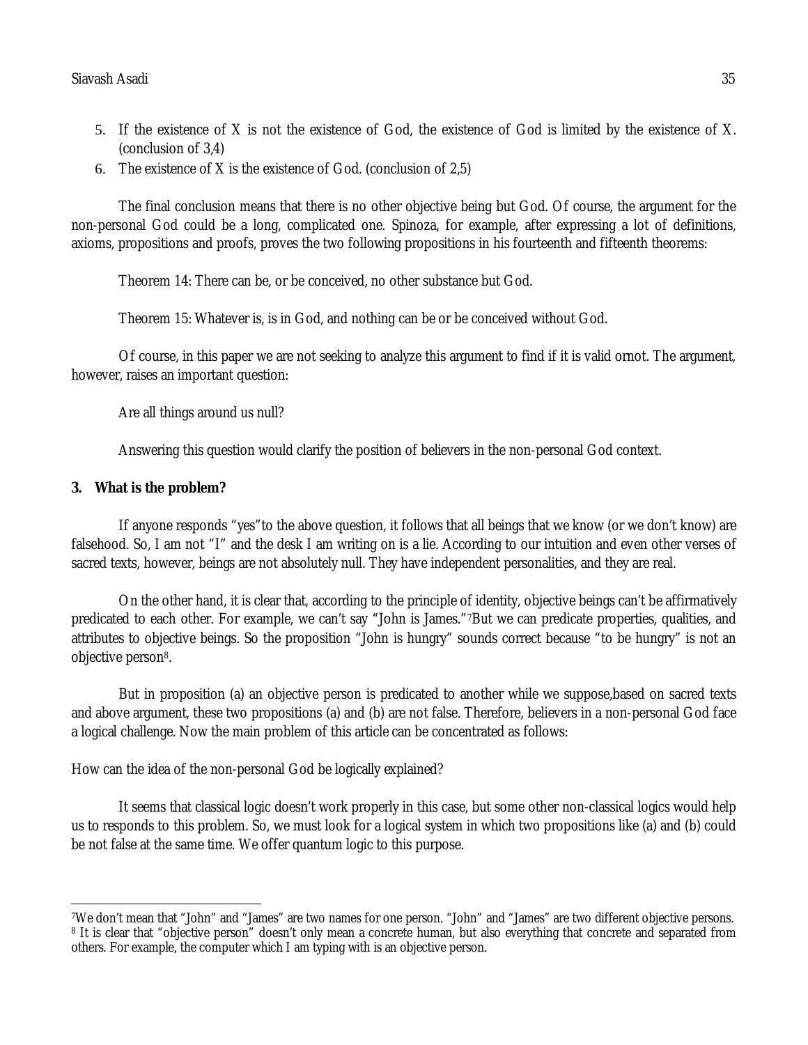5. If the existence of X is not the existence of God, the existence of God is limited by the existence of X. (conclusion of 3,4)
6. The existence of X is the existence of God. (conclusion of 2,5)

The final conclusion means that there is no other objective being but God. Of course, the argument for the non-personal God could be a long, complicated one. Spinoza, for example, after expressing a lot of definitions, axioms, propositions and proofs, proves the two following propositions in his fourteenth and fifteenth theorems:

Theorem 14: There can be, or be conceived, no other substance but God.

Theorem 15: Whatever is, is in God, and nothing can be or be conceived without God.

Of course, in this paper we are not seeking to analyze this argument to find if it is valid ornot. The argument, however, raises an important question:

Are all things around us null?

Answering this question would clarify the position of believers in the non-personal God context.

## 3. What is the problem?

If anyone responds "yes"to the above question, it follows that all beings that we know (or we don't know) are falsehood. So, I am not "I" and the desk I am writing on is a lie. According to our intuition and even other verses of sacred texts, however, beings are not absolutely null. They have independent personalities, and they are real.

On the other hand, it is clear that, according to the principle of identity, objective beings can't be affirmatively predicated to each other. For example, we can't say "John is James."[7]But we can predicate properties, qualities, and attributes to objective beings. So the proposition "John is hungry" sounds correct because "to be hungry" is not an objective person[8].

But in proposition (a) an objective person is predicated to another while we suppose,based on sacred texts and above argument, these two propositions (a) and (b) are not false. Therefore, believers in a non-personal God face a logical challenge. Now the main problem of this article can be concentrated as follows:

How can the idea of the non-personal God be logically explained?

It seems that classical logic doesn't work properly in this case, but some other non-classical logics would help us to responds to this problem. So, we must look for a logical system in which two propositions like (a) and (b) could be not false at the same time. We offer quantum logic to this purpose.

---

[7]We don't mean that "John" and "James" are two names for one person. "John" and "James" are two different objective persons.

[8] It is clear that "objective person" doesn't only mean a concrete human, but also everything that concrete and separated from others. For example, the computer which I am typing with is an objective person.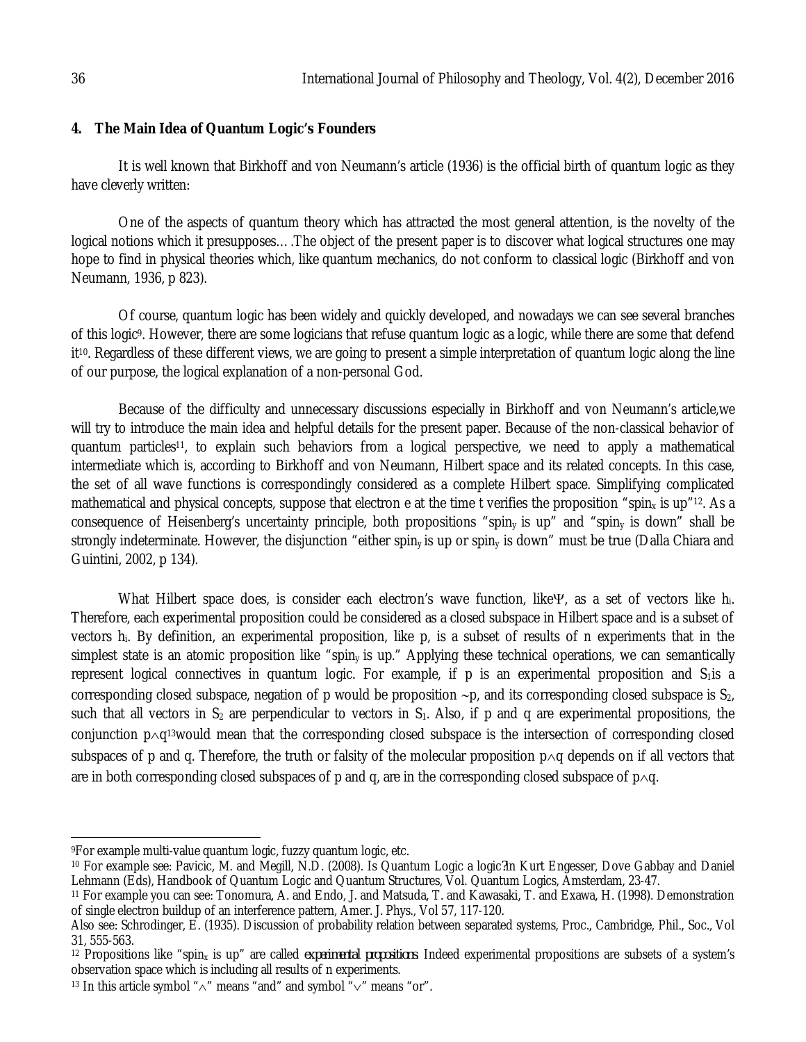## 4. The Main Idea of Quantum Logic's Founders

It is well known that Birkhoff and von Neumann's article (1936) is the official birth of quantum logic as they have cleverly written:

> One of the aspects of quantum theory which has attracted the most general attention, is the novelty of the logical notions which it presupposes….The object of the present paper is to discover what logical structures one may hope to find in physical theories which, like quantum mechanics, do not conform to classical logic (Birkhoff and von Neumann, 1936, p 823).

Of course, quantum logic has been widely and quickly developed, and nowadays we can see several branches of this logic[9]. However, there are some logicians that refuse quantum logic as a logic, while there are some that defend it[10]. Regardless of these different views, we are going to present a simple interpretation of quantum logic along the line of our purpose, the logical explanation of a non-personal God.

Because of the difficulty and unnecessary discussions especially in Birkhoff and von Neumann's article,we will try to introduce the main idea and helpful details for the present paper. Because of the non-classical behavior of quantum particles[11], to explain such behaviors from a logical perspective, we need to apply a mathematical intermediate which is, according to Birkhoff and von Neumann, Hilbert space and its related concepts. In this case, the set of all wave functions is correspondingly considered as a complete Hilbert space. Simplifying complicated mathematical and physical concepts, suppose that electron e at the time t verifies the proposition "$spin_x$ is up"[12]. As a consequence of Heisenberg's uncertainty principle, both propositions "$spin_y$ is up" and "$spin_y$ is down" shall be strongly indeterminate. However, the disjunction "either $spin_y$ is up or $spin_y$ is down" must be true (Dalla Chiara and Guintini, 2002, p 134).

What Hilbert space does, is consider each electron's wave function, like$\Psi$, as a set of vectors like $h_i$. Therefore, each experimental proposition could be considered as a closed subspace in Hilbert space and is a subset of vectors $h_i$. By definition, an experimental proposition, like p, is a subset of results of n experiments that in the simplest state is an atomic proposition like "$spin_y$ is up." Applying these technical operations, we can semantically represent logical connectives in quantum logic. For example, if p is an experimental proposition and $S_1$is a corresponding closed subspace, negation of p would be proposition ~p, and its corresponding closed subspace is $S_2$, such that all vectors in $S_2$ are perpendicular to vectors in $S_1$. Also, if p and q are experimental propositions, the conjunction $p \wedge q$[13]would mean that the corresponding closed subspace is the intersection of corresponding closed subspaces of p and q. Therefore, the truth or falsity of the molecular proposition $p \wedge q$ depends on if all vectors that are in both corresponding closed subspaces of p and q, are in the corresponding closed subspace of $p \wedge q$.

---

[9]For example multi-value quantum logic, fuzzy quantum logic, etc.

[10] For example see: Pavicic, M. and Megill, N.D. (2008). Is Quantum Logic a logic?In Kurt Engesser, Dove Gabbay and Daniel Lehmann (Eds), Handbook of Quantum Logic and Quantum Structures, Vol. Quantum Logics, Amsterdam, 23-47.

[11] For example you can see: Tonomura, A. and Endo, J. and Matsuda, T. and Kawasaki, T. and Exawa, H. (1998). Demonstration of single electron buildup of an interference pattern, Amer. J. Phys., Vol 57, 117-120.

Also see: Schrodinger, E. (1935). Discussion of probability relation between separated systems, Proc., Cambridge, Phil., Soc., Vol 31, 555-563.

[12] Propositions like "$spin_x$ is up" are called *experimental propositions*. Indeed experimental propositions are subsets of a system's observation space which is including all results of n experiments.

[13] In this article symbol "$\wedge$" means "and" and symbol "$\vee$" means "or".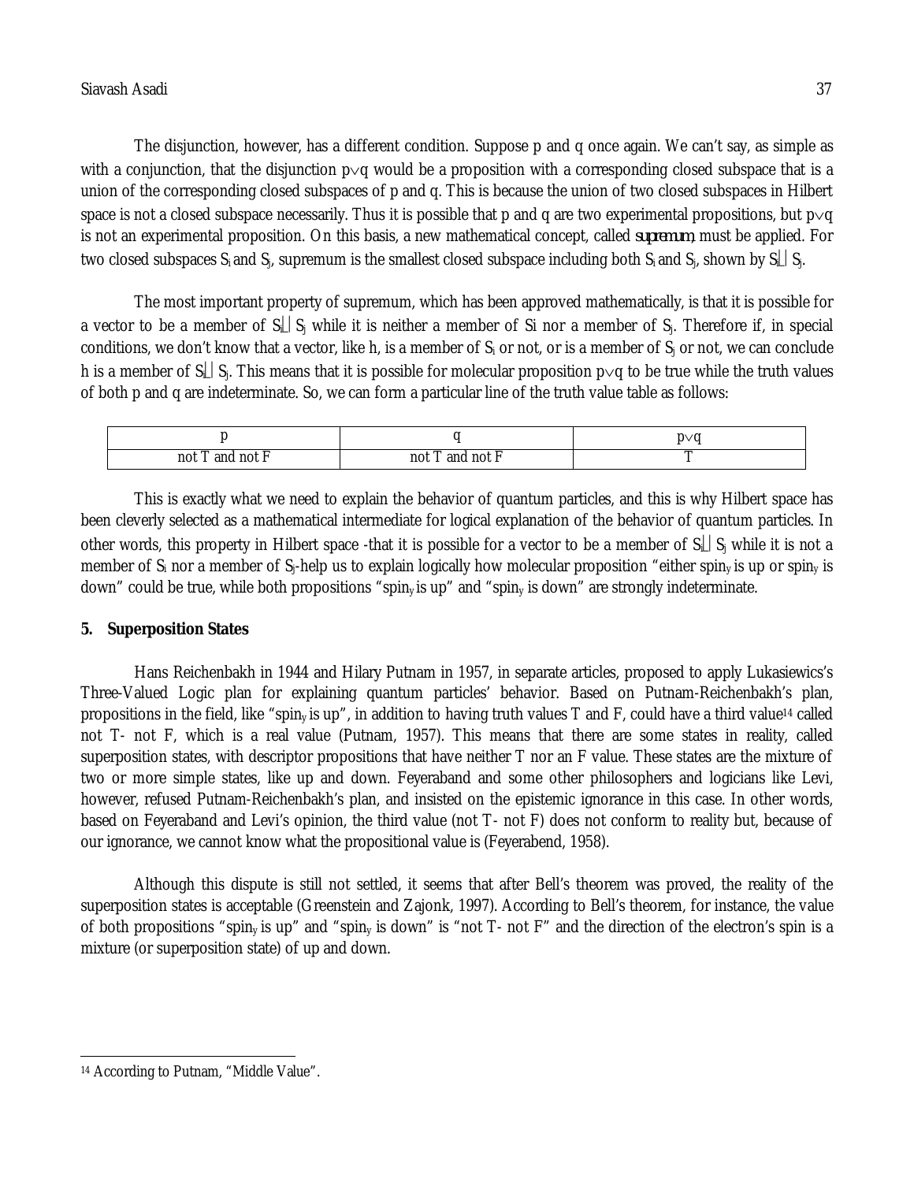The disjunction, however, has a different condition. Suppose p and q once again. We can't say, as simple as with a conjunction, that the disjunction $p \vee q$ would be a proposition with a corresponding closed subspace that is a union of the corresponding closed subspaces of p and q. This is because the union of two closed subspaces in Hilbert space is not a closed subspace necessarily. Thus it is possible that p and q are two experimental propositions, but $p \vee q$ is not an experimental proposition. On this basis, a new mathematical concept, called **supremum**, must be applied. For two closed subspaces $S_i$ and $S_j$, supremum is the smallest closed subspace including both $S_i$ and $S_j$, shown by $S_i \sqcup S_j$.

The most important property of supremum, which has been approved mathematically, is that it is possible for a vector to be a member of $S_i \sqcup S_j$ while it is neither a member of Si nor a member of $S_j$. Therefore if, in special conditions, we don't know that a vector, like h, is a member of $S_i$ or not, or is a member of $S_j$ or not, we can conclude h is a member of $S_i \sqcup S_j$. This means that it is possible for molecular proposition $p \vee q$ to be true while the truth values of both p and q are indeterminate. So, we can form a particular line of the truth value table as follows:

| p | q | $p \vee q$ |
|---|---|---|
| not T and not F | not T and not F | T |

This is exactly what we need to explain the behavior of quantum particles, and this is why Hilbert space has been cleverly selected as a mathematical intermediate for logical explanation of the behavior of quantum particles. In other words, this property in Hilbert space -that it is possible for a vector to be a member of $S_i \sqcup S_j$ while it is not a member of $S_i$ nor a member of $S_j$-help us to explain logically how molecular proposition "either $spin_y$ is up or $spin_y$ is down" could be true, while both propositions "$spin_y$ is up" and "$spin_y$ is down" are strongly indeterminate.

## 5. Superposition States

Hans Reichenbakh in 1944 and Hilary Putnam in 1957, in separate articles, proposed to apply Lukasiewics's Three-Valued Logic plan for explaining quantum particles' behavior. Based on Putnam-Reichenbakh's plan, propositions in the field, like "$spin_y$ is up", in addition to having truth values T and F, could have a third value[14] called not T- not F, which is a real value (Putnam, 1957). This means that there are some states in reality, called superposition states, with descriptor propositions that have neither T nor an F value. These states are the mixture of two or more simple states, like up and down. Feyeraband and some other philosophers and logicians like Levi, however, refused Putnam-Reichenbakh's plan, and insisted on the epistemic ignorance in this case. In other words, based on Feyeraband and Levi's opinion, the third value (not T- not F) does not conform to reality but, because of our ignorance, we cannot know what the propositional value is (Feyerabend, 1958).

Although this dispute is still not settled, it seems that after Bell's theorem was proved, the reality of the superposition states is acceptable (Greenstein and Zajonk, 1997). According to Bell's theorem, for instance, the value of both propositions "$spin_y$ is up" and "$spin_y$ is down" is "not T- not F" and the direction of the electron's spin is a mixture (or superposition state) of up and down.

[14] According to Putnam, "Middle Value".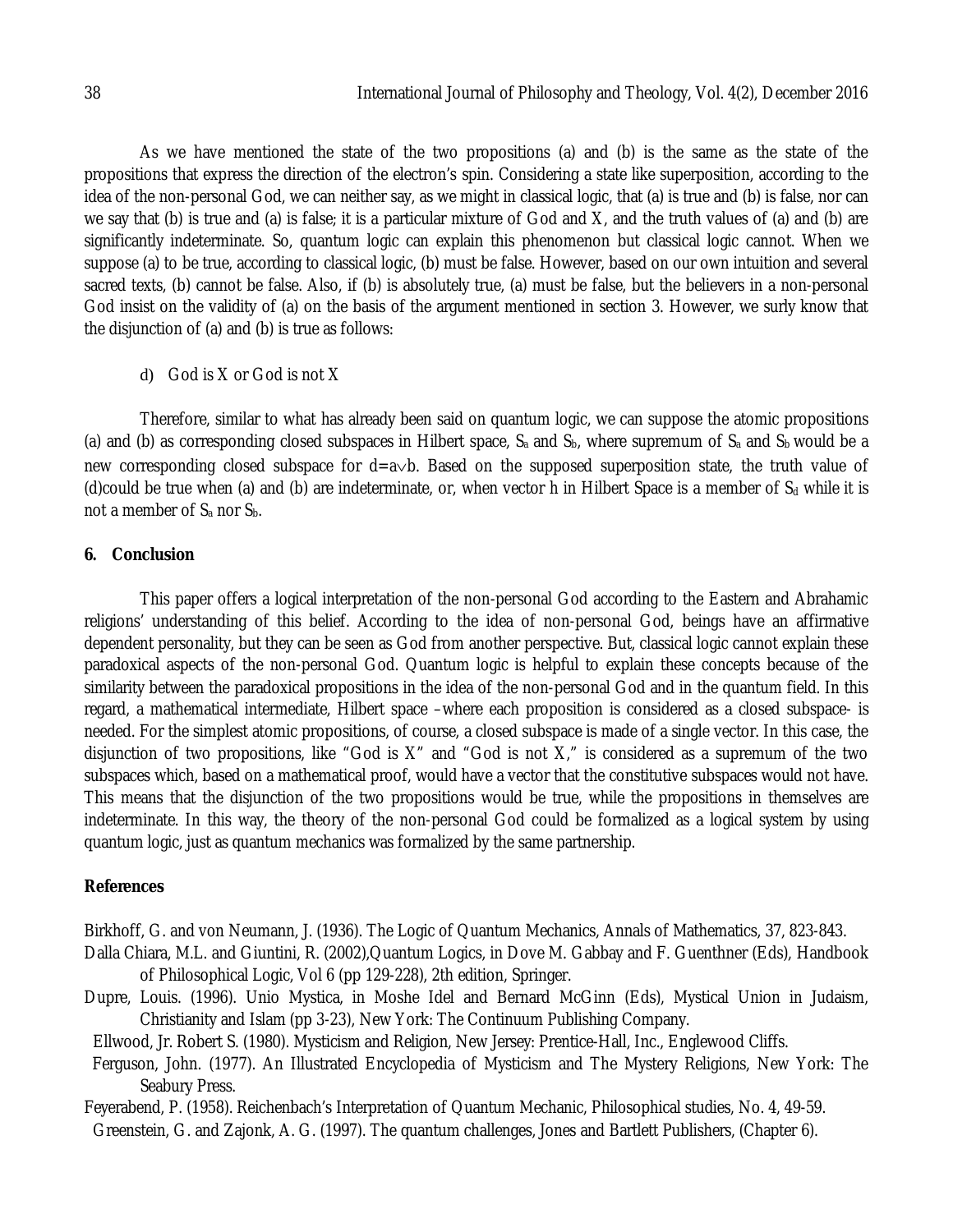As we have mentioned the state of the two propositions (a) and (b) is the same as the state of the propositions that express the direction of the electron's spin. Considering a state like superposition, according to the idea of the non-personal God, we can neither say, as we might in classical logic, that (a) is true and (b) is false, nor can we say that (b) is true and (a) is false; it is a particular mixture of God and X, and the truth values of (a) and (b) are significantly indeterminate. So, quantum logic can explain this phenomenon but classical logic cannot. When we suppose (a) to be true, according to classical logic, (b) must be false. However, based on our own intuition and several sacred texts, (b) cannot be false. Also, if (b) is absolutely true, (a) must be false, but the believers in a non-personal God insist on the validity of (a) on the basis of the argument mentioned in section 3. However, we surly know that the disjunction of (a) and (b) is true as follows:

d) God is X or God is not X

Therefore, similar to what has already been said on quantum logic, we can suppose the atomic propositions (a) and (b) as corresponding closed subspaces in Hilbert space, $S_a$ and $S_b$, where supremum of $S_a$ and $S_b$ would be a new corresponding closed subspace for $d=a \vee b$. Based on the supposed superposition state, the truth value of (d)could be true when (a) and (b) are indeterminate, or, when vector h in Hilbert Space is a member of $S_d$ while it is not a member of $S_a$ nor $S_b$.

## 6. Conclusion

This paper offers a logical interpretation of the non-personal God according to the Eastern and Abrahamic religions' understanding of this belief. According to the idea of non-personal God, beings have an affirmative dependent personality, but they can be seen as God from another perspective. But, classical logic cannot explain these paradoxical aspects of the non-personal God. Quantum logic is helpful to explain these concepts because of the similarity between the paradoxical propositions in the idea of the non-personal God and in the quantum field. In this regard, a mathematical intermediate, Hilbert space –where each proposition is considered as a closed subspace- is needed. For the simplest atomic propositions, of course, a closed subspace is made of a single vector. In this case, the disjunction of two propositions, like "God is X" and "God is not X," is considered as a supremum of the two subspaces which, based on a mathematical proof, would have a vector that the constitutive subspaces would not have. This means that the disjunction of the two propositions would be true, while the propositions in themselves are indeterminate. In this way, the theory of the non-personal God could be formalized as a logical system by using quantum logic, just as quantum mechanics was formalized by the same partnership.

## References

Birkhoff, G. and von Neumann, J. (1936). The Logic of Quantum Mechanics, Annals of Mathematics, 37, 823-843.

Dalla Chiara, M.L. and Giuntini, R. (2002),Quantum Logics, in Dove M. Gabbay and F. Guenthner (Eds), Handbook of Philosophical Logic, Vol 6 (pp 129-228), 2th edition, Springer.

Dupre, Louis. (1996). Unio Mystica, in Moshe Idel and Bernard McGinn (Eds), Mystical Union in Judaism, Christianity and Islam (pp 3-23), New York: The Continuum Publishing Company.

Ellwood, Jr. Robert S. (1980). Mysticism and Religion, New Jersey: Prentice-Hall, Inc., Englewood Cliffs.

Ferguson, John. (1977). An Illustrated Encyclopedia of Mysticism and The Mystery Religions, New York: The Seabury Press.

Feyerabend, P. (1958). Reichenbach's Interpretation of Quantum Mechanic, Philosophical studies, No. 4, 49-59.

Greenstein, G. and Zajonk, A. G. (1997). The quantum challenges, Jones and Bartlett Publishers, (Chapter 6).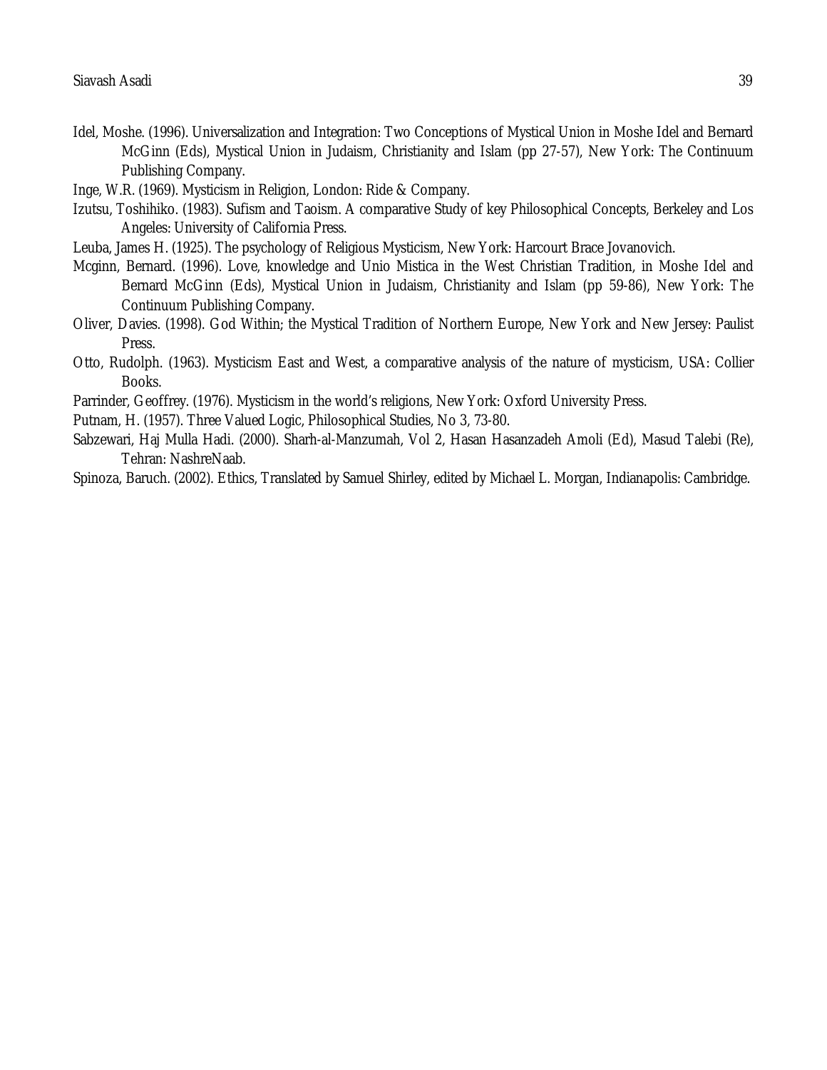Idel, Moshe. (1996). Universalization and Integration: Two Conceptions of Mystical Union in Moshe Idel and Bernard McGinn (Eds), Mystical Union in Judaism, Christianity and Islam (pp 27-57), New York: The Continuum Publishing Company.

Inge, W.R. (1969). Mysticism in Religion, London: Ride & Company.

Izutsu, Toshihiko. (1983). Sufism and Taoism. A comparative Study of key Philosophical Concepts, Berkeley and Los Angeles: University of California Press.

Leuba, James H. (1925). The psychology of Religious Mysticism, New York: Harcourt Brace Jovanovich.

Mcginn, Bernard. (1996). Love, knowledge and Unio Mistica in the West Christian Tradition, in Moshe Idel and Bernard McGinn (Eds), Mystical Union in Judaism, Christianity and Islam (pp 59-86), New York: The Continuum Publishing Company.

Oliver, Davies. (1998). God Within; the Mystical Tradition of Northern Europe, New York and New Jersey: Paulist Press.

Otto, Rudolph. (1963). Mysticism East and West, a comparative analysis of the nature of mysticism, USA: Collier Books.

Parrinder, Geoffrey. (1976). Mysticism in the world's religions, New York: Oxford University Press.

Putnam, H. (1957). Three Valued Logic, Philosophical Studies, No 3, 73-80.

Sabzewari, Haj Mulla Hadi. (2000). Sharh-al-Manzumah, Vol 2, Hasan Hasanzadeh Amoli (Ed), Masud Talebi (Re), Tehran: NashreNaab.

Spinoza, Baruch. (2002). Ethics, Translated by Samuel Shirley, edited by Michael L. Morgan, Indianapolis: Cambridge.